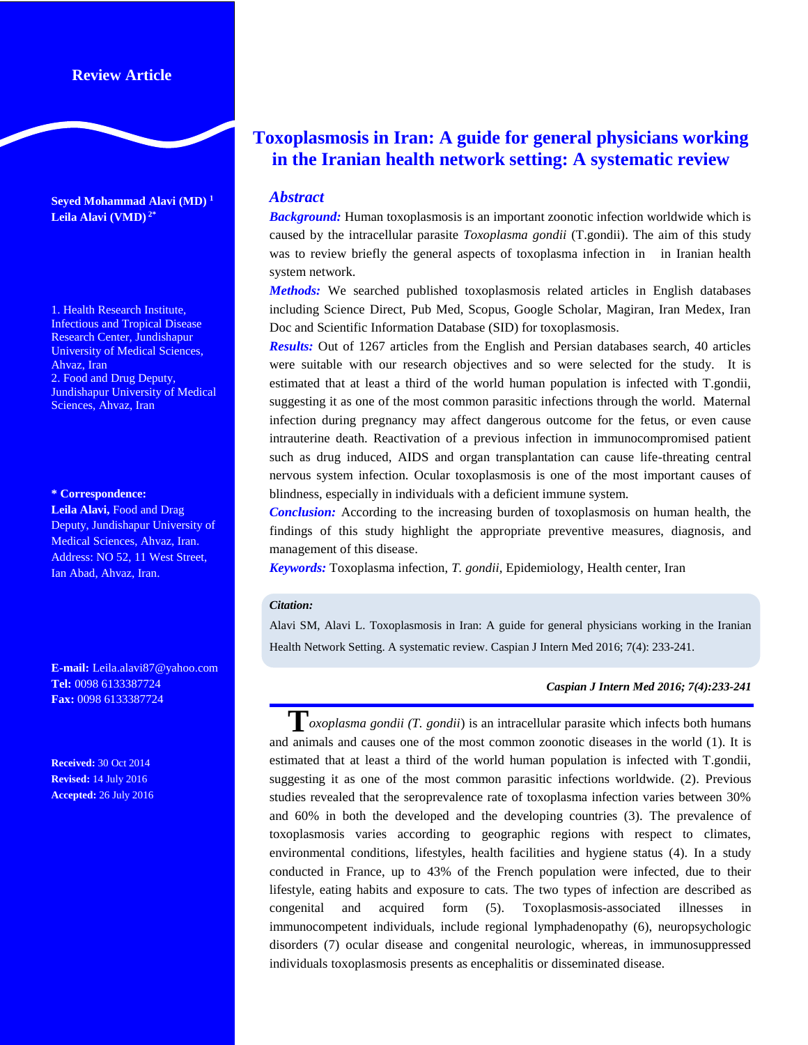Review Article

# Toxoplasmosis in Iran: A guide for general physicians working in the Iranian health network setting: A systematic review

**Seyed Mohammad Alavi (MD)** [1]
**Leila Alavi (VMD)** [2*]

1. Health Research Institute, Infectious and Tropical Disease Research Center, Jundishapur University of Medical Sciences, Ahvaz, Iran
2. Food and Drug Deputy, Jundishapur University of Medical Sciences, Ahvaz, Iran

**\* Correspondence:**
**Leila Alavi,** Food and Drag Deputy, Jundishapur University of Medical Sciences, Ahvaz, Iran.
Address: NO 52, 11 West Street, Ian Abad, Ahvaz, Iran.

**E-mail:** Leila.alavi87@yahoo.com
**Tel:** 0098 6133387724
**Fax:** 0098 6133387724

**Received:** 30 Oct 2014
**Revised:** 14 July 2016
**Accepted:** 26 July 2016

## Abstract

***Background:*** Human toxoplasmosis is an important zoonotic infection worldwide which is caused by the intracellular parasite *Toxoplasma gondii* (T.gondii). The aim of this study was to review briefly the general aspects of toxoplasma infection in in Iranian health system network.

***Methods:*** We searched published toxoplasmosis related articles in English databases including Science Direct, Pub Med, Scopus, Google Scholar, Magiran, Iran Medex, Iran Doc and Scientific Information Database (SID) for toxoplasmosis.

***Results:*** Out of 1267 articles from the English and Persian databases search, 40 articles were suitable with our research objectives and so were selected for the study. It is estimated that at least a third of the world human population is infected with T.gondii, suggesting it as one of the most common parasitic infections through the world. Maternal infection during pregnancy may affect dangerous outcome for the fetus, or even cause intrauterine death. Reactivation of a previous infection in immunocompromised patient such as drug induced, AIDS and organ transplantation can cause life-threating central nervous system infection. Ocular toxoplasmosis is one of the most important causes of blindness, especially in individuals with a deficient immune system.

***Conclusion:*** According to the increasing burden of toxoplasmosis on human health, the findings of this study highlight the appropriate preventive measures, diagnosis, and management of this disease.

***Keywords:*** Toxoplasma infection, *T. gondii,* Epidemiology, Health center, Iran

***Citation:***

Alavi SM, Alavi L. Toxoplasmosis in Iran: A guide for general physicians working in the Iranian Health Network Setting. A systematic review. Caspian J Intern Med 2016; 7(4): 233-241.

***Caspian J Intern Med 2016; 7(4):233-241***

*Toxoplasma gondii (T. gondii*) is an intracellular parasite which infects both humans and animals and causes one of the most common zoonotic diseases in the world (1). It is estimated that at least a third of the world human population is infected with T.gondii, suggesting it as one of the most common parasitic infections worldwide. (2). Previous studies revealed that the seroprevalence rate of toxoplasma infection varies between 30% and 60% in both the developed and the developing countries (3). The prevalence of toxoplasmosis varies according to geographic regions with respect to climates, environmental conditions, lifestyles, health facilities and hygiene status (4). In a study conducted in France, up to 43% of the French population were infected, due to their lifestyle, eating habits and exposure to cats. The two types of infection are described as congenital and acquired form (5). Toxoplasmosis-associated illnesses in immunocompetent individuals, include regional lymphadenopathy (6), neuropsychologic disorders (7) ocular disease and congenital neurologic, whereas, in immunosuppressed individuals toxoplasmosis presents as encephalitis or disseminated disease.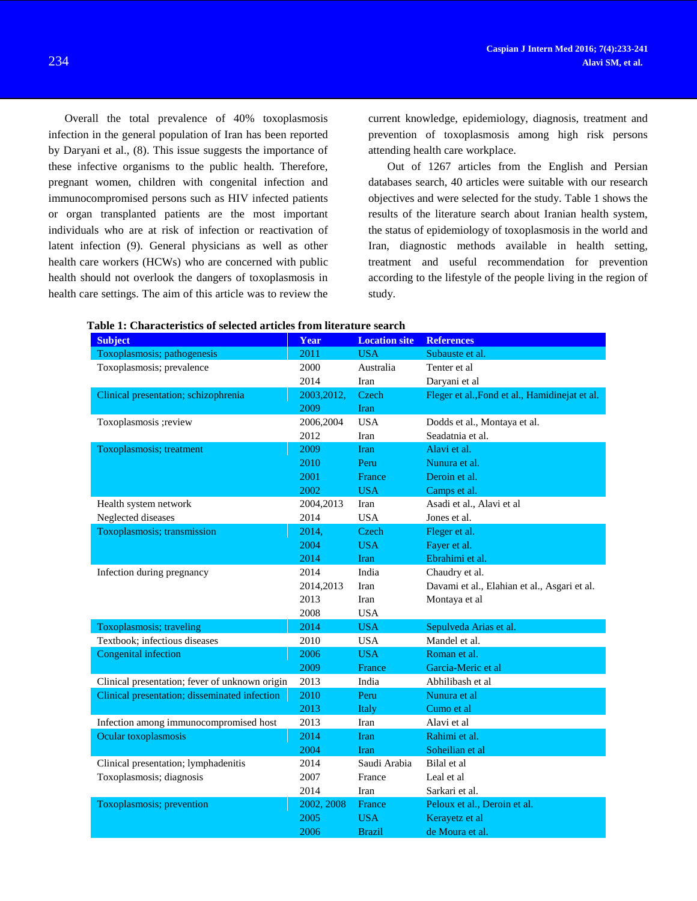Overall the total prevalence of 40% toxoplasmosis infection in the general population of Iran has been reported by Daryani et al., (8). This issue suggests the importance of these infective organisms to the public health. Therefore, pregnant women, children with congenital infection and immunocompromised persons such as HIV infected patients or organ transplanted patients are the most important individuals who are at risk of infection or reactivation of latent infection (9). General physicians as well as other health care workers (HCWs) who are concerned with public health should not overlook the dangers of toxoplasmosis in health care settings. The aim of this article was to review the current knowledge, epidemiology, diagnosis, treatment and prevention of toxoplasmosis among high risk persons attending health care workplace.

Out of 1267 articles from the English and Persian databases search, 40 articles were suitable with our research objectives and were selected for the study. Table 1 shows the results of the literature search about Iranian health system, the status of epidemiology of toxoplasmosis in the world and Iran, diagnostic methods available in health setting, treatment and useful recommendation for prevention according to the lifestyle of the people living in the region of study.

**Table 1: Characteristics of selected articles from literature search**

| Subject | Year | Location site | References |
|---|---|---|---|
| Toxoplasmosis; pathogenesis | 2011 | USA | Subauste et al. |
| Toxoplasmosis; prevalence | 2000 | Australia | Tenter et al |
| | 2014 | Iran | Daryani et al |
| Clinical presentation; schizophrenia | 2003,2012, 2009 | Czech Iran | Fleger et al.,Fond et al., Hamidinejat et al. |
| Toxoplasmosis ;review | 2006,2004 | USA | Dodds et al., Montaya et al. |
| | 2012 | Iran | Seadatnia et al. |
| Toxoplasmosis; treatment | 2009 | Iran | Alavi et al. |
| | 2010 | Peru | Nunura et al. |
| | 2001 | France | Deroin et al. |
| | 2002 | USA | Camps et al. |
| Health system network | 2004,2013 | Iran | Asadi et al., Alavi et al |
| Neglected diseases | 2014 | USA | Jones et al. |
| Toxoplasmosis; transmission | 2014, | Czech | Fleger et al. |
| | 2004 | USA | Fayer et al. |
| | 2014 | Iran | Ebrahimi et al. |
| Infection during pregnancy | 2014 | India | Chaudry et al. |
| | 2014,2013 | Iran | Davami et al., Elahian et al., Asgari et al. |
| | 2013 | Iran | Montaya et al |
| | 2008 | USA | |
| Toxoplasmosis; traveling | 2014 | USA | Sepulveda Arias et al. |
| Textbook; infectious diseases | 2010 | USA | Mandel et al. |
| Congenital infection | 2006 | USA | Roman et al. |
| | 2009 | France | Garcia-Meric et al |
| Clinical presentation; fever of unknown origin | 2013 | India | Abhilibash et al |
| Clinical presentation; disseminated infection | 2010 | Peru | Nunura et al |
| | 2013 | Italy | Cumo et al |
| Infection among immunocompromised host | 2013 | Iran | Alavi et al |
| Ocular toxoplasmosis | 2014 | Iran | Rahimi et al. |
| | 2004 | Iran | Soheilian et al |
| Clinical presentation; lymphadenitis | 2014 | Saudi Arabia | Bilal et al |
| Toxoplasmosis; diagnosis | 2007 | France | Leal et al |
| | 2014 | Iran | Sarkari et al. |
| Toxoplasmosis; prevention | 2002, 2008 | France | Peloux et al., Deroin et al. |
| | 2005 | USA | Kerayetz et al |
| | 2006 | Brazil | de Moura et al. |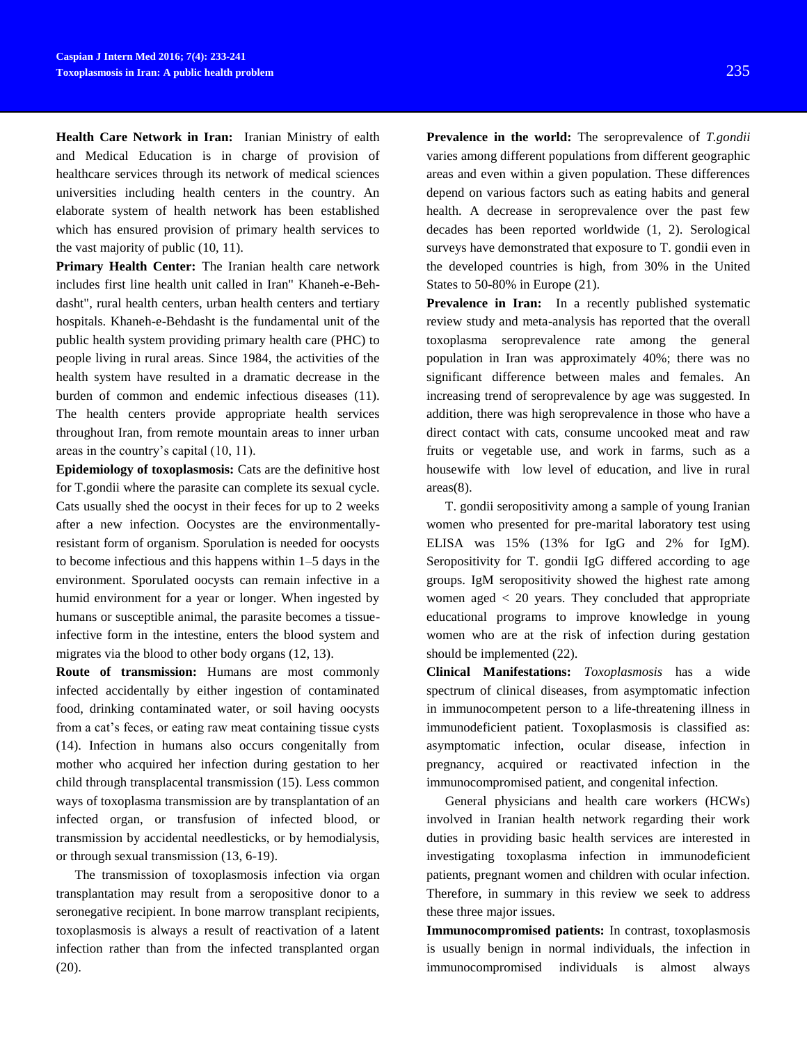**Health Care Network in Iran:** Iranian Ministry of ealth and Medical Education is in charge of provision of healthcare services through its network of medical sciences universities including health centers in the country. An elaborate system of health network has been established which has ensured provision of primary health services to the vast majority of public (10, 11).

**Primary Health Center:** The Iranian health care network includes first line health unit called in Iran" Khaneh-e-Beh-dasht", rural health centers, urban health centers and tertiary hospitals. Khaneh-e-Behdasht is the fundamental unit of the public health system providing primary health care (PHC) to people living in rural areas. Since 1984, the activities of the health system have resulted in a dramatic decrease in the burden of common and endemic infectious diseases (11). The health centers provide appropriate health services throughout Iran, from remote mountain areas to inner urban areas in the country's capital (10, 11).

**Epidemiology of toxoplasmosis:** Cats are the definitive host for T.gondii where the parasite can complete its sexual cycle. Cats usually shed the oocyst in their feces for up to 2 weeks after a new infection. Oocystes are the environmentally-resistant form of organism. Sporulation is needed for oocysts to become infectious and this happens within 1–5 days in the environment. Sporulated oocysts can remain infective in a humid environment for a year or longer. When ingested by humans or susceptible animal, the parasite becomes a tissue-infective form in the intestine, enters the blood system and migrates via the blood to other body organs (12, 13).

**Route of transmission:** Humans are most commonly infected accidentally by either ingestion of contaminated food, drinking contaminated water, or soil having oocysts from a cat's feces, or eating raw meat containing tissue cysts (14). Infection in humans also occurs congenitally from mother who acquired her infection during gestation to her child through transplacental transmission (15). Less common ways of toxoplasma transmission are by transplantation of an infected organ, or transfusion of infected blood, or transmission by accidental needlesticks, or by hemodialysis, or through sexual transmission (13, 6-19).

The transmission of toxoplasmosis infection via organ transplantation may result from a seropositive donor to a seronegative recipient. In bone marrow transplant recipients, toxoplasmosis is always a result of reactivation of a latent infection rather than from the infected transplanted organ (20).

**Prevalence in the world:** The seroprevalence of *T.gondii* varies among different populations from different geographic areas and even within a given population. These differences depend on various factors such as eating habits and general health. A decrease in seroprevalence over the past few decades has been reported worldwide (1, 2). Serological surveys have demonstrated that exposure to T. gondii even in the developed countries is high, from 30% in the United States to 50-80% in Europe (21).

**Prevalence in Iran:** In a recently published systematic review study and meta-analysis has reported that the overall toxoplasma seroprevalence rate among the general population in Iran was approximately 40%; there was no significant difference between males and females. An increasing trend of seroprevalence by age was suggested. In addition, there was high seroprevalence in those who have a direct contact with cats, consume uncooked meat and raw fruits or vegetable use, and work in farms, such as a housewife with low level of education, and live in rural areas(8).

T. gondii seropositivity among a sample of young Iranian women who presented for pre-marital laboratory test using ELISA was 15% (13% for IgG and 2% for IgM). Seropositivity for T. gondii IgG differed according to age groups. IgM seropositivity showed the highest rate among women aged < 20 years. They concluded that appropriate educational programs to improve knowledge in young women who are at the risk of infection during gestation should be implemented (22).

**Clinical Manifestations:** *Toxoplasmosis* has a wide spectrum of clinical diseases, from asymptomatic infection in immunocompetent person to a life-threatening illness in immunodeficient patient. Toxoplasmosis is classified as: asymptomatic infection, ocular disease, infection in pregnancy, acquired or reactivated infection in the immunocompromised patient, and congenital infection.

General physicians and health care workers (HCWs) involved in Iranian health network regarding their work duties in providing basic health services are interested in investigating toxoplasma infection in immunodeficient patients, pregnant women and children with ocular infection. Therefore, in summary in this review we seek to address these three major issues.

**Immunocompromised patients:** In contrast, toxoplasmosis is usually benign in normal individuals, the infection in immunocompromised individuals is almost always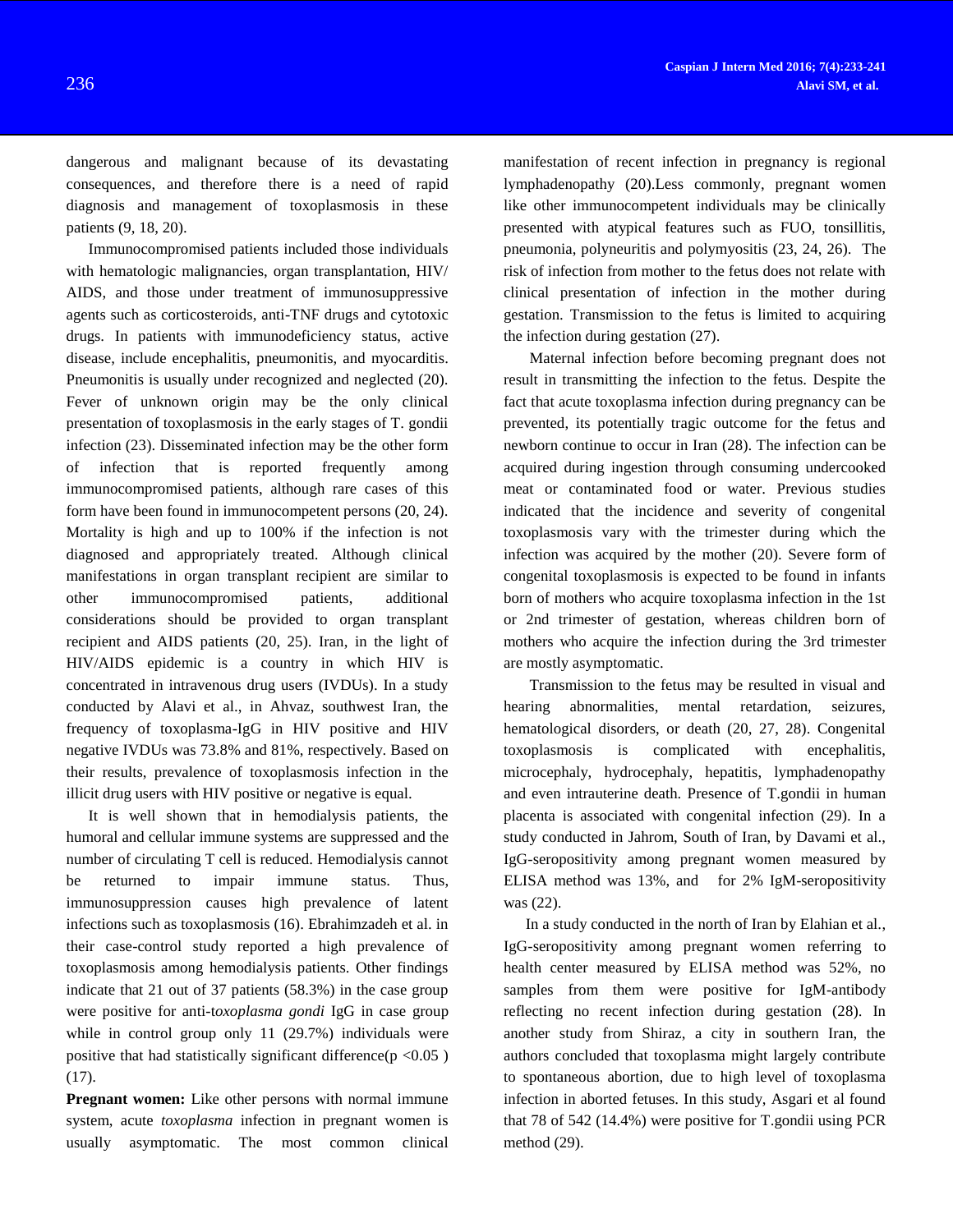dangerous and malignant because of its devastating consequences, and therefore there is a need of rapid diagnosis and management of toxoplasmosis in these patients (9, 18, 20).

Immunocompromised patients included those individuals with hematologic malignancies, organ transplantation, HIV/ AIDS, and those under treatment of immunosuppressive agents such as corticosteroids, anti-TNF drugs and cytotoxic drugs. In patients with immunodeficiency status, active disease, include encephalitis, pneumonitis, and myocarditis. Pneumonitis is usually under recognized and neglected (20). Fever of unknown origin may be the only clinical presentation of toxoplasmosis in the early stages of T. gondii infection (23). Disseminated infection may be the other form of infection that is reported frequently among immunocompromised patients, although rare cases of this form have been found in immunocompetent persons (20, 24). Mortality is high and up to 100% if the infection is not diagnosed and appropriately treated. Although clinical manifestations in organ transplant recipient are similar to other immunocompromised patients, additional considerations should be provided to organ transplant recipient and AIDS patients (20, 25). Iran, in the light of HIV/AIDS epidemic is a country in which HIV is concentrated in intravenous drug users (IVDUs). In a study conducted by Alavi et al., in Ahvaz, southwest Iran, the frequency of toxoplasma-IgG in HIV positive and HIV negative IVDUs was 73.8% and 81%, respectively. Based on their results, prevalence of toxoplasmosis infection in the illicit drug users with HIV positive or negative is equal.

It is well shown that in hemodialysis patients, the humoral and cellular immune systems are suppressed and the number of circulating T cell is reduced. Hemodialysis cannot be returned to impair immune status. Thus, immunosuppression causes high prevalence of latent infections such as toxoplasmosis (16). Ebrahimzadeh et al. in their case-control study reported a high prevalence of toxoplasmosis among hemodialysis patients. Other findings indicate that 21 out of 37 patients (58.3%) in the case group were positive for anti-t*oxoplasma gondi* IgG in case group while in control group only 11 (29.7%) individuals were positive that had statistically significant difference($p < 0.05$) (17).

**Pregnant women:** Like other persons with normal immune system, acute *toxoplasma* infection in pregnant women is usually asymptomatic. The most common clinical manifestation of recent infection in pregnancy is regional lymphadenopathy (20).Less commonly, pregnant women like other immunocompetent individuals may be clinically presented with atypical features such as FUO, tonsillitis, pneumonia, polyneuritis and polymyositis (23, 24, 26). The risk of infection from mother to the fetus does not relate with clinical presentation of infection in the mother during gestation. Transmission to the fetus is limited to acquiring the infection during gestation (27).

Maternal infection before becoming pregnant does not result in transmitting the infection to the fetus. Despite the fact that acute toxoplasma infection during pregnancy can be prevented, its potentially tragic outcome for the fetus and newborn continue to occur in Iran (28). The infection can be acquired during ingestion through consuming undercooked meat or contaminated food or water. Previous studies indicated that the incidence and severity of congenital toxoplasmosis vary with the trimester during which the infection was acquired by the mother (20). Severe form of congenital toxoplasmosis is expected to be found in infants born of mothers who acquire toxoplasma infection in the 1st or 2nd trimester of gestation, whereas children born of mothers who acquire the infection during the 3rd trimester are mostly asymptomatic.

Transmission to the fetus may be resulted in visual and hearing abnormalities, mental retardation, seizures, hematological disorders, or death (20, 27, 28). Congenital toxoplasmosis is complicated with encephalitis, microcephaly, hydrocephaly, hepatitis, lymphadenopathy and even intrauterine death. Presence of T.gondii in human placenta is associated with congenital infection (29). In a study conducted in Jahrom, South of Iran, by Davami et al., IgG-seropositivity among pregnant women measured by ELISA method was 13%, and for 2% IgM-seropositivity was (22).

In a study conducted in the north of Iran by Elahian et al., IgG-seropositivity among pregnant women referring to health center measured by ELISA method was 52%, no samples from them were positive for IgM-antibody reflecting no recent infection during gestation (28). In another study from Shiraz, a city in southern Iran, the authors concluded that toxoplasma might largely contribute to spontaneous abortion, due to high level of toxoplasma infection in aborted fetuses. In this study, Asgari et al found that 78 of 542 (14.4%) were positive for T.gondii using PCR method (29).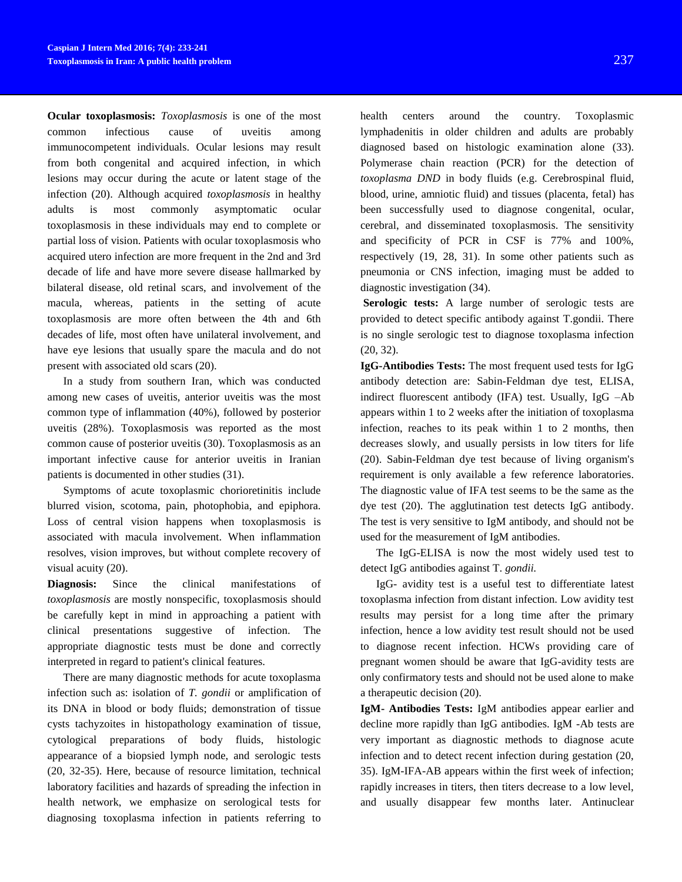**Ocular toxoplasmosis:** *Toxoplasmosis* is one of the most common infectious cause of uveitis among immunocompetent individuals. Ocular lesions may result from both congenital and acquired infection, in which lesions may occur during the acute or latent stage of the infection (20). Although acquired *toxoplasmosis* in healthy adults is most commonly asymptomatic ocular toxoplasmosis in these individuals may end to complete or partial loss of vision. Patients with ocular toxoplasmosis who acquired utero infection are more frequent in the 2nd and 3rd decade of life and have more severe disease hallmarked by bilateral disease, old retinal scars, and involvement of the macula, whereas, patients in the setting of acute toxoplasmosis are more often between the 4th and 6th decades of life, most often have unilateral involvement, and have eye lesions that usually spare the macula and do not present with associated old scars (20).

In a study from southern Iran, which was conducted among new cases of uveitis, anterior uveitis was the most common type of inflammation (40%), followed by posterior uveitis (28%). Toxoplasmosis was reported as the most common cause of posterior uveitis (30). Toxoplasmosis as an important infective cause for anterior uveitis in Iranian patients is documented in other studies (31).

Symptoms of acute toxoplasmic chorioretinitis include blurred vision, scotoma, pain, photophobia, and epiphora. Loss of central vision happens when toxoplasmosis is associated with macula involvement. When inflammation resolves, vision improves, but without complete recovery of visual acuity (20).

**Diagnosis:** Since the clinical manifestations of *toxoplasmosis* are mostly nonspecific, toxoplasmosis should be carefully kept in mind in approaching a patient with clinical presentations suggestive of infection. The appropriate diagnostic tests must be done and correctly interpreted in regard to patient's clinical features.

There are many diagnostic methods for acute toxoplasma infection such as: isolation of *T. gondii* or amplification of its DNA in blood or body fluids; demonstration of tissue cysts tachyzoites in histopathology examination of tissue, cytological preparations of body fluids, histologic appearance of a biopsied lymph node, and serologic tests (20, 32-35). Here, because of resource limitation, technical laboratory facilities and hazards of spreading the infection in health network, we emphasize on serological tests for diagnosing toxoplasma infection in patients referring to health centers around the country. Toxoplasmic lymphadenitis in older children and adults are probably diagnosed based on histologic examination alone (33). Polymerase chain reaction (PCR) for the detection of *toxoplasma DND* in body fluids (e.g. Cerebrospinal fluid, blood, urine, amniotic fluid) and tissues (placenta, fetal) has been successfully used to diagnose congenital, ocular, cerebral, and disseminated toxoplasmosis. The sensitivity and specificity of PCR in CSF is 77% and 100%, respectively (19, 28, 31). In some other patients such as pneumonia or CNS infection, imaging must be added to diagnostic investigation (34).

**Serologic tests:** A large number of serologic tests are provided to detect specific antibody against T.gondii. There is no single serologic test to diagnose toxoplasma infection (20, 32).

**IgG-Antibodies Tests:** The most frequent used tests for IgG antibody detection are: Sabin-Feldman dye test, ELISA, indirect fluorescent antibody (IFA) test. Usually, IgG –Ab appears within 1 to 2 weeks after the initiation of toxoplasma infection, reaches to its peak within 1 to 2 months, then decreases slowly, and usually persists in low titers for life (20). Sabin-Feldman dye test because of living organism's requirement is only available a few reference laboratories. The diagnostic value of IFA test seems to be the same as the dye test (20). The agglutination test detects IgG antibody. The test is very sensitive to IgM antibody, and should not be used for the measurement of IgM antibodies.

The IgG-ELISA is now the most widely used test to detect IgG antibodies against T. *gondii.*

IgG- avidity test is a useful test to differentiate latest toxoplasma infection from distant infection. Low avidity test results may persist for a long time after the primary infection, hence a low avidity test result should not be used to diagnose recent infection. HCWs providing care of pregnant women should be aware that IgG-avidity tests are only confirmatory tests and should not be used alone to make a therapeutic decision (20).

**IgM- Antibodies Tests:** IgM antibodies appear earlier and decline more rapidly than IgG antibodies. IgM -Ab tests are very important as diagnostic methods to diagnose acute infection and to detect recent infection during gestation (20, 35). IgM-IFA-AB appears within the first week of infection; rapidly increases in titers, then titers decrease to a low level, and usually disappear few months later. Antinuclear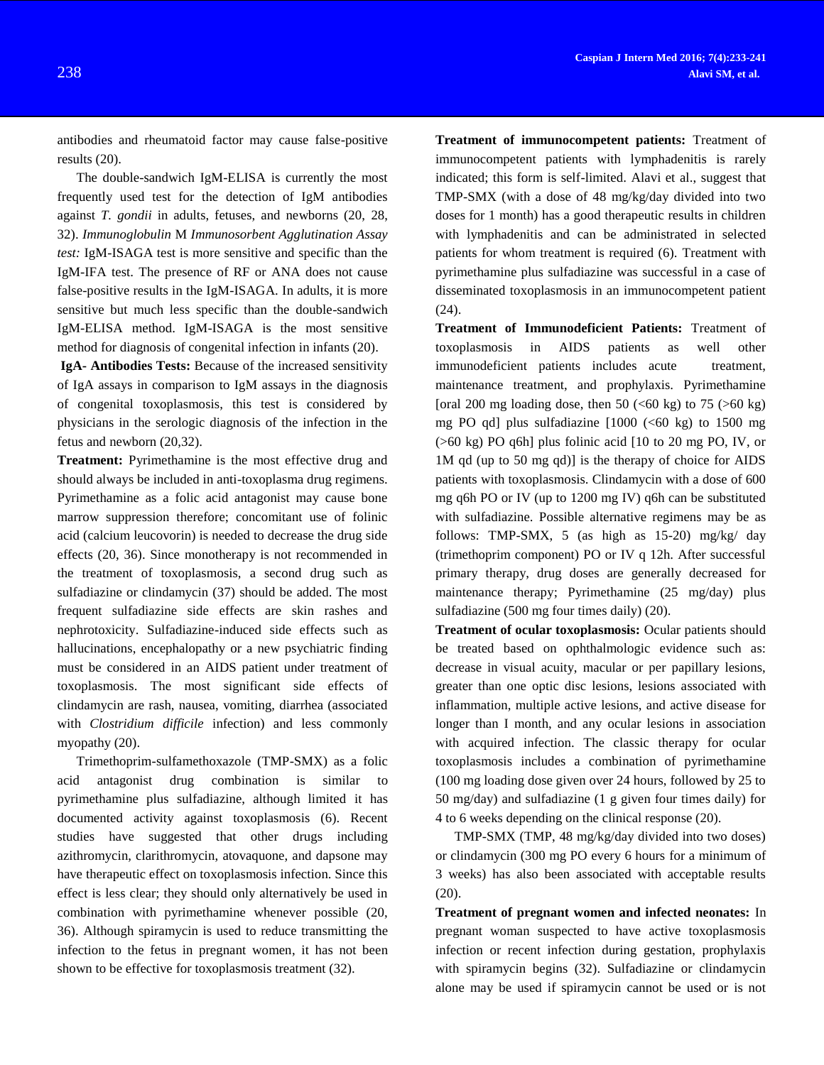antibodies and rheumatoid factor may cause false-positive results (20).

The double-sandwich IgM-ELISA is currently the most frequently used test for the detection of IgM antibodies against *T. gondii* in adults, fetuses, and newborns (20, 28, 32). *Immunoglobulin* M *Immunosorbent Agglutination Assay test:* IgM-ISAGA test is more sensitive and specific than the IgM-IFA test. The presence of RF or ANA does not cause false-positive results in the IgM-ISAGA. In adults, it is more sensitive but much less specific than the double-sandwich IgM-ELISA method. IgM-ISAGA is the most sensitive method for diagnosis of congenital infection in infants (20).

**IgA- Antibodies Tests:** Because of the increased sensitivity of IgA assays in comparison to IgM assays in the diagnosis of congenital toxoplasmosis, this test is considered by physicians in the serologic diagnosis of the infection in the fetus and newborn (20,32).

**Treatment:** Pyrimethamine is the most effective drug and should always be included in anti-toxoplasma drug regimens. Pyrimethamine as a folic acid antagonist may cause bone marrow suppression therefore; concomitant use of folinic acid (calcium leucovorin) is needed to decrease the drug side effects (20, 36). Since monotherapy is not recommended in the treatment of toxoplasmosis, a second drug such as sulfadiazine or clindamycin (37) should be added. The most frequent sulfadiazine side effects are skin rashes and nephrotoxicity. Sulfadiazine-induced side effects such as hallucinations, encephalopathy or a new psychiatric finding must be considered in an AIDS patient under treatment of toxoplasmosis. The most significant side effects of clindamycin are rash, nausea, vomiting, diarrhea (associated with *Clostridium difficile* infection) and less commonly myopathy (20).

Trimethoprim-sulfamethoxazole (TMP-SMX) as a folic acid antagonist drug combination is similar to pyrimethamine plus sulfadiazine, although limited it has documented activity against toxoplasmosis (6). Recent studies have suggested that other drugs including azithromycin, clarithromycin, atovaquone, and dapsone may have therapeutic effect on toxoplasmosis infection. Since this effect is less clear; they should only alternatively be used in combination with pyrimethamine whenever possible (20, 36). Although spiramycin is used to reduce transmitting the infection to the fetus in pregnant women, it has not been shown to be effective for toxoplasmosis treatment (32).

**Treatment of immunocompetent patients:** Treatment of immunocompetent patients with lymphadenitis is rarely indicated; this form is self-limited. Alavi et al., suggest that TMP-SMX (with a dose of 48 mg/kg/day divided into two doses for 1 month) has a good therapeutic results in children with lymphadenitis and can be administrated in selected patients for whom treatment is required (6). Treatment with pyrimethamine plus sulfadiazine was successful in a case of disseminated toxoplasmosis in an immunocompetent patient (24).

**Treatment of Immunodeficient Patients:** Treatment of toxoplasmosis in AIDS patients as well other immunodeficient patients includes acute treatment, maintenance treatment, and prophylaxis. Pyrimethamine [oral 200 mg loading dose, then 50 (<60 kg) to 75 (>60 kg) mg PO qd] plus sulfadiazine [1000 (<60 kg) to 1500 mg (>60 kg) PO q6h] plus folinic acid [10 to 20 mg PO, IV, or 1M qd (up to 50 mg qd)] is the therapy of choice for AIDS patients with toxoplasmosis. Clindamycin with a dose of 600 mg q6h PO or IV (up to 1200 mg IV) q6h can be substituted with sulfadiazine. Possible alternative regimens may be as follows: TMP-SMX, 5 (as high as 15-20) mg/kg/ day (trimethoprim component) PO or IV q 12h. After successful primary therapy, drug doses are generally decreased for maintenance therapy; Pyrimethamine (25 mg/day) plus sulfadiazine (500 mg four times daily) (20).

**Treatment of ocular toxoplasmosis:** Ocular patients should be treated based on ophthalmologic evidence such as: decrease in visual acuity, macular or per papillary lesions, greater than one optic disc lesions, lesions associated with inflammation, multiple active lesions, and active disease for longer than I month, and any ocular lesions in association with acquired infection. The classic therapy for ocular toxoplasmosis includes a combination of pyrimethamine (100 mg loading dose given over 24 hours, followed by 25 to 50 mg/day) and sulfadiazine (1 g given four times daily) for 4 to 6 weeks depending on the clinical response (20).

TMP-SMX (TMP, 48 mg/kg/day divided into two doses) or clindamycin (300 mg PO every 6 hours for a minimum of 3 weeks) has also been associated with acceptable results (20).

**Treatment of pregnant women and infected neonates:** In pregnant woman suspected to have active toxoplasmosis infection or recent infection during gestation, prophylaxis with spiramycin begins (32). Sulfadiazine or clindamycin alone may be used if spiramycin cannot be used or is not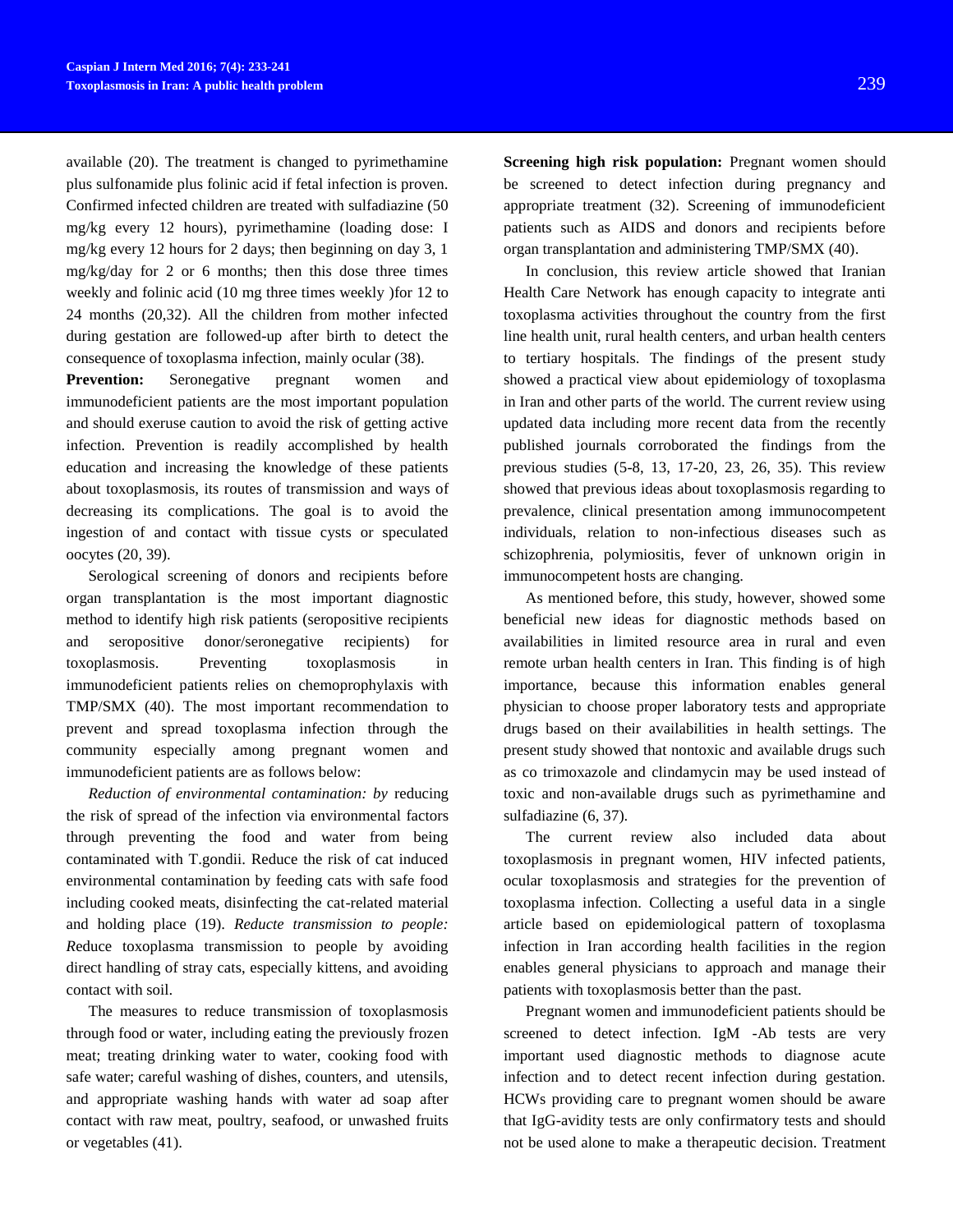available (20). The treatment is changed to pyrimethamine plus sulfonamide plus folinic acid if fetal infection is proven. Confirmed infected children are treated with sulfadiazine (50 mg/kg every 12 hours), pyrimethamine (loading dose: I mg/kg every 12 hours for 2 days; then beginning on day 3, 1 mg/kg/day for 2 or 6 months; then this dose three times weekly and folinic acid (10 mg three times weekly )for 12 to 24 months (20,32). All the children from mother infected during gestation are followed-up after birth to detect the consequence of toxoplasma infection, mainly ocular (38).

**Prevention:** Seronegative pregnant women and immunodeficient patients are the most important population and should exeruse caution to avoid the risk of getting active infection. Prevention is readily accomplished by health education and increasing the knowledge of these patients about toxoplasmosis, its routes of transmission and ways of decreasing its complications. The goal is to avoid the ingestion of and contact with tissue cysts or speculated oocytes (20, 39).

Serological screening of donors and recipients before organ transplantation is the most important diagnostic method to identify high risk patients (seropositive recipients and seropositive donor/seronegative recipients) for toxoplasmosis. Preventing toxoplasmosis in immunodeficient patients relies on chemoprophylaxis with TMP/SMX (40). The most important recommendation to prevent and spread toxoplasma infection through the community especially among pregnant women and immunodeficient patients are as follows below:

*Reduction of environmental contamination: by* reducing the risk of spread of the infection via environmental factors through preventing the food and water from being contaminated with T.gondii. Reduce the risk of cat induced environmental contamination by feeding cats with safe food including cooked meats, disinfecting the cat-related material and holding place (19). *Reducte transmission to people: R*educe toxoplasma transmission to people by avoiding direct handling of stray cats, especially kittens, and avoiding contact with soil.

The measures to reduce transmission of toxoplasmosis through food or water, including eating the previously frozen meat; treating drinking water to water, cooking food with safe water; careful washing of dishes, counters, and utensils, and appropriate washing hands with water ad soap after contact with raw meat, poultry, seafood, or unwashed fruits or vegetables (41).

**Screening high risk population:** Pregnant women should be screened to detect infection during pregnancy and appropriate treatment (32). Screening of immunodeficient patients such as AIDS and donors and recipients before organ transplantation and administering TMP/SMX (40).

In conclusion, this review article showed that Iranian Health Care Network has enough capacity to integrate anti toxoplasma activities throughout the country from the first line health unit, rural health centers, and urban health centers to tertiary hospitals. The findings of the present study showed a practical view about epidemiology of toxoplasma in Iran and other parts of the world. The current review using updated data including more recent data from the recently published journals corroborated the findings from the previous studies (5-8, 13, 17-20, 23, 26, 35). This review showed that previous ideas about toxoplasmosis regarding to prevalence, clinical presentation among immunocompetent individuals, relation to non-infectious diseases such as schizophrenia, polymiositis, fever of unknown origin in immunocompetent hosts are changing.

As mentioned before, this study, however, showed some beneficial new ideas for diagnostic methods based on availabilities in limited resource area in rural and even remote urban health centers in Iran. This finding is of high importance, because this information enables general physician to choose proper laboratory tests and appropriate drugs based on their availabilities in health settings. The present study showed that nontoxic and available drugs such as co trimoxazole and clindamycin may be used instead of toxic and non-available drugs such as pyrimethamine and sulfadiazine (6, 37).

The current review also included data about toxoplasmosis in pregnant women, HIV infected patients, ocular toxoplasmosis and strategies for the prevention of toxoplasma infection. Collecting a useful data in a single article based on epidemiological pattern of toxoplasma infection in Iran according health facilities in the region enables general physicians to approach and manage their patients with toxoplasmosis better than the past.

Pregnant women and immunodeficient patients should be screened to detect infection. IgM -Ab tests are very important used diagnostic methods to diagnose acute infection and to detect recent infection during gestation. HCWs providing care to pregnant women should be aware that IgG-avidity tests are only confirmatory tests and should not be used alone to make a therapeutic decision. Treatment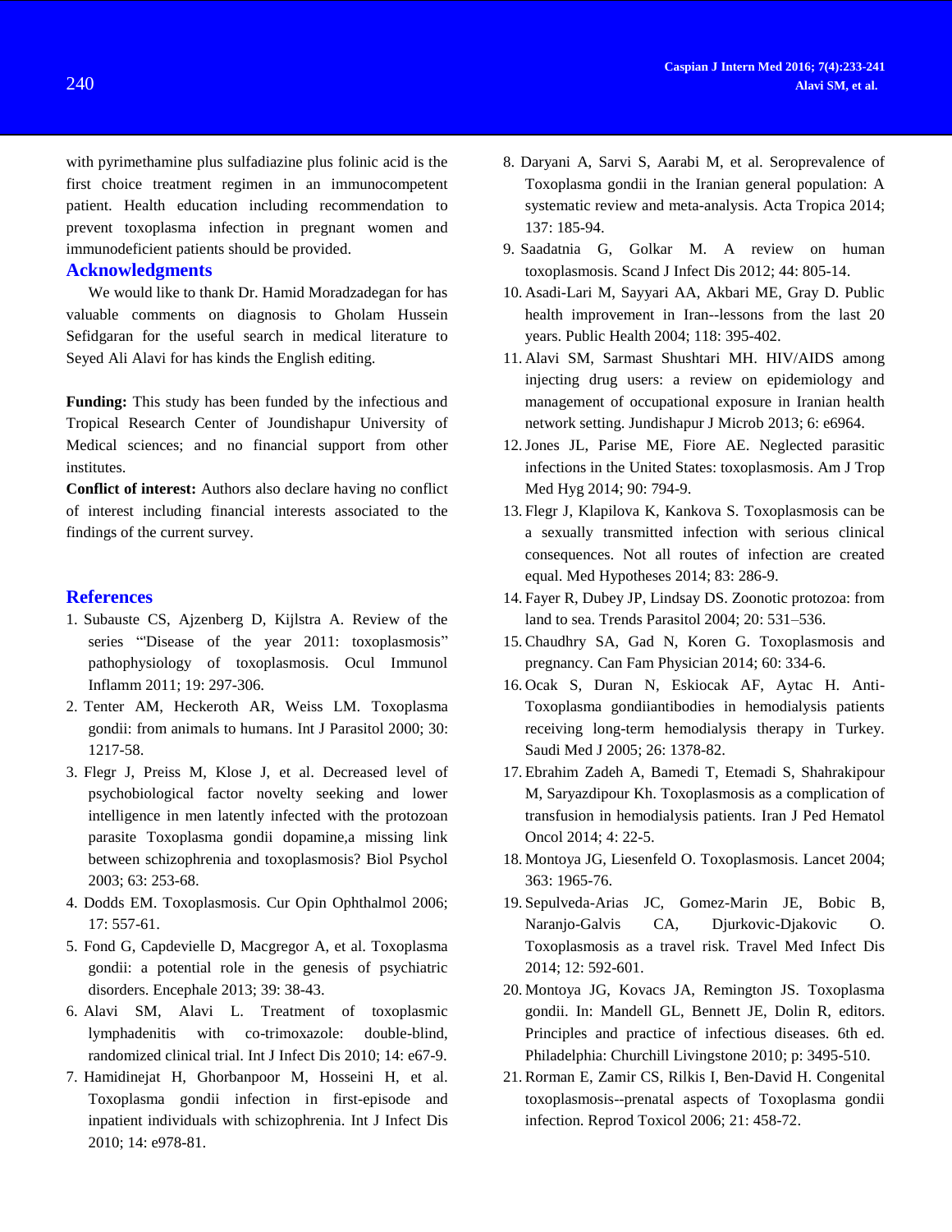with pyrimethamine plus sulfadiazine plus folinic acid is the first choice treatment regimen in an immunocompetent patient. Health education including recommendation to prevent toxoplasma infection in pregnant women and immunodeficient patients should be provided.

## Acknowledgments

We would like to thank Dr. Hamid Moradzadegan for has valuable comments on diagnosis to Gholam Hussein Sefidgaran for the useful search in medical literature to Seyed Ali Alavi for has kinds the English editing.

**Funding:** This study has been funded by the infectious and Tropical Research Center of Joundishapur University of Medical sciences; and no financial support from other institutes.

**Conflict of interest:** Authors also declare having no conflict of interest including financial interests associated to the findings of the current survey.

## References

1. Subauste CS, Ajzenberg D, Kijlstra A. Review of the series "'Disease of the year 2011: toxoplasmosis" pathophysiology of toxoplasmosis. Ocul Immunol Inflamm 2011; 19: 297-306.
2. Tenter AM, Heckeroth AR, Weiss LM. Toxoplasma gondii: from animals to humans. Int J Parasitol 2000; 30: 1217-58.
3. Flegr J, Preiss M, Klose J, et al. Decreased level of psychobiological factor novelty seeking and lower intelligence in men latently infected with the protozoan parasite Toxoplasma gondii dopamine,a missing link between schizophrenia and toxoplasmosis? Biol Psychol 2003; 63: 253-68.
4. Dodds EM. Toxoplasmosis. Cur Opin Ophthalmol 2006; 17: 557-61.
5. Fond G, Capdevielle D, Macgregor A, et al. Toxoplasma gondii: a potential role in the genesis of psychiatric disorders. Encephale 2013; 39: 38-43.
6. Alavi SM, Alavi L. Treatment of toxoplasmic lymphadenitis with co-trimoxazole: double-blind, randomized clinical trial. Int J Infect Dis 2010; 14: e67-9.
7. Hamidinejat H, Ghorbanpoor M, Hosseini H, et al. Toxoplasma gondii infection in first-episode and inpatient individuals with schizophrenia. Int J Infect Dis 2010; 14: e978-81.
8. Daryani A, Sarvi S, Aarabi M, et al. Seroprevalence of Toxoplasma gondii in the Iranian general population: A systematic review and meta-analysis. Acta Tropica 2014; 137: 185-94.
9. Saadatnia G, Golkar M. A review on human toxoplasmosis. Scand J Infect Dis 2012; 44: 805-14.
10. Asadi-Lari M, Sayyari AA, Akbari ME, Gray D. Public health improvement in Iran--lessons from the last 20 years. Public Health 2004; 118: 395-402.
11. Alavi SM, Sarmast Shushtari MH. HIV/AIDS among injecting drug users: a review on epidemiology and management of occupational exposure in Iranian health network setting. Jundishapur J Microb 2013; 6: e6964.
12. Jones JL, Parise ME, Fiore AE. Neglected parasitic infections in the United States: toxoplasmosis. Am J Trop Med Hyg 2014; 90: 794-9.
13. Flegr J, Klapilova K, Kankova S. Toxoplasmosis can be a sexually transmitted infection with serious clinical consequences. Not all routes of infection are created equal. Med Hypotheses 2014; 83: 286-9.
14. Fayer R, Dubey JP, Lindsay DS. Zoonotic protozoa: from land to sea. Trends Parasitol 2004; 20: 531–536.
15. Chaudhry SA, Gad N, Koren G. Toxoplasmosis and pregnancy. Can Fam Physician 2014; 60: 334-6.
16. Ocak S, Duran N, Eskiocak AF, Aytac H. Anti-Toxoplasma gondiiantibodies in hemodialysis patients receiving long-term hemodialysis therapy in Turkey. Saudi Med J 2005; 26: 1378-82.
17. Ebrahim Zadeh A, Bamedi T, Etemadi S, Shahrakipour M, Saryazdipour Kh. Toxoplasmosis as a complication of transfusion in hemodialysis patients. Iran J Ped Hematol Oncol 2014; 4: 22-5.
18. Montoya JG, Liesenfeld O. Toxoplasmosis. Lancet 2004; 363: 1965-76.
19. Sepulveda-Arias JC, Gomez-Marin JE, Bobic B, Naranjo-Galvis CA, Djurkovic-Djakovic O. Toxoplasmosis as a travel risk. Travel Med Infect Dis 2014; 12: 592-601.
20. Montoya JG, Kovacs JA, Remington JS. Toxoplasma gondii. In: Mandell GL, Bennett JE, Dolin R, editors. Principles and practice of infectious diseases. 6th ed. Philadelphia: Churchill Livingstone 2010; p: 3495-510.
21. Rorman E, Zamir CS, Rilkis I, Ben-David H. Congenital toxoplasmosis--prenatal aspects of Toxoplasma gondii infection. Reprod Toxicol 2006; 21: 458-72.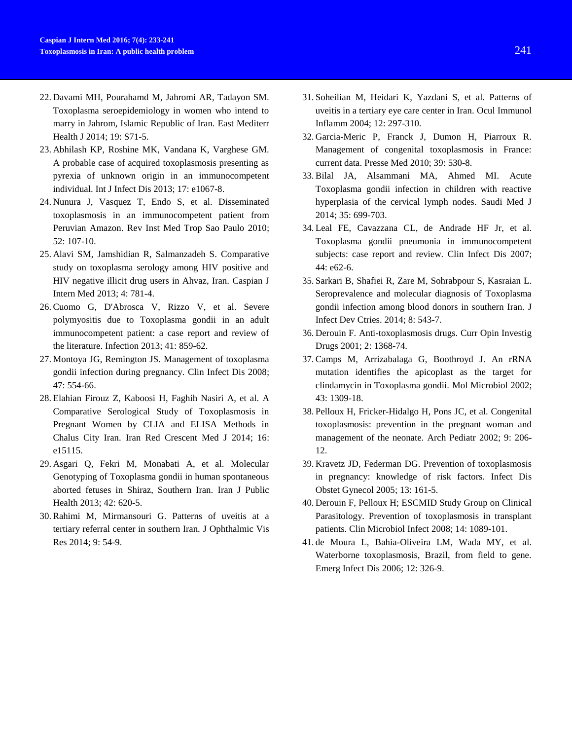22. Davami MH, Pourahamd M, Jahromi AR, Tadayon SM. Toxoplasma seroepidemiology in women who intend to marry in Jahrom, Islamic Republic of Iran. East Mediterr Health J 2014; 19: S71-5.
23. Abhilash KP, Roshine MK, Vandana K, Varghese GM. A probable case of acquired toxoplasmosis presenting as pyrexia of unknown origin in an immunocompetent individual. Int J Infect Dis 2013; 17: e1067-8.
24. Nunura J, Vasquez T, Endo S, et al. Disseminated toxoplasmosis in an immunocompetent patient from Peruvian Amazon. Rev Inst Med Trop Sao Paulo 2010; 52: 107-10.
25. Alavi SM, Jamshidian R, Salmanzadeh S. Comparative study on toxoplasma serology among HIV positive and HIV negative illicit drug users in Ahvaz, Iran. Caspian J Intern Med 2013; 4: 781-4.
26. Cuomo G, D'Abrosca V, Rizzo V, et al. Severe polymyositis due to Toxoplasma gondii in an adult immunocompetent patient: a case report and review of the literature. Infection 2013; 41: 859-62.
27. Montoya JG, Remington JS. Management of toxoplasma gondii infection during pregnancy. Clin Infect Dis 2008; 47: 554-66.
28. Elahian Firouz Z, Kaboosi H, Faghih Nasiri A, et al. A Comparative Serological Study of Toxoplasmosis in Pregnant Women by CLIA and ELISA Methods in Chalus City Iran. Iran Red Crescent Med J 2014; 16: e15115.
29. Asgari Q, Fekri M, Monabati A, et al. Molecular Genotyping of Toxoplasma gondii in human spontaneous aborted fetuses in Shiraz, Southern Iran. Iran J Public Health 2013; 42: 620-5.
30. Rahimi M, Mirmansouri G. Patterns of uveitis at a tertiary referral center in southern Iran. J Ophthalmic Vis Res 2014; 9: 54-9.
31. Soheilian M, Heidari K, Yazdani S, et al. Patterns of uveitis in a tertiary eye care center in Iran. Ocul Immunol Inflamm 2004; 12: 297-310.
32. Garcia-Meric P, Franck J, Dumon H, Piarroux R. Management of congenital toxoplasmosis in France: current data. Presse Med 2010; 39: 530-8.
33. Bilal JA, Alsammani MA, Ahmed MI. Acute Toxoplasma gondii infection in children with reactive hyperplasia of the cervical lymph nodes. Saudi Med J 2014; 35: 699-703.
34. Leal FE, Cavazzana CL, de Andrade HF Jr, et al. Toxoplasma gondii pneumonia in immunocompetent subjects: case report and review. Clin Infect Dis 2007; 44: e62-6.
35. Sarkari B, Shafiei R, Zare M, Sohrabpour S, Kasraian L. Seroprevalence and molecular diagnosis of Toxoplasma gondii infection among blood donors in southern Iran. J Infect Dev Ctries. 2014; 8: 543-7.
36. Derouin F. Anti-toxoplasmosis drugs. Curr Opin Investig Drugs 2001; 2: 1368-74.
37. Camps M, Arrizabalaga G, Boothroyd J. An rRNA mutation identifies the apicoplast as the target for clindamycin in Toxoplasma gondii. Mol Microbiol 2002; 43: 1309-18.
38. Pelloux H, Fricker-Hidalgo H, Pons JC, et al. Congenital toxoplasmosis: prevention in the pregnant woman and management of the neonate. Arch Pediatr 2002; 9: 206-12.
39. Kravetz JD, Federman DG. Prevention of toxoplasmosis in pregnancy: knowledge of risk factors. Infect Dis Obstet Gynecol 2005; 13: 161-5.
40. Derouin F, Pelloux H; ESCMID Study Group on Clinical Parasitology. Prevention of toxoplasmosis in transplant patients. Clin Microbiol Infect 2008; 14: 1089-101.
41. de Moura L, Bahia-Oliveira LM, Wada MY, et al. Waterborne toxoplasmosis, Brazil, from field to gene. Emerg Infect Dis 2006; 12: 326-9.